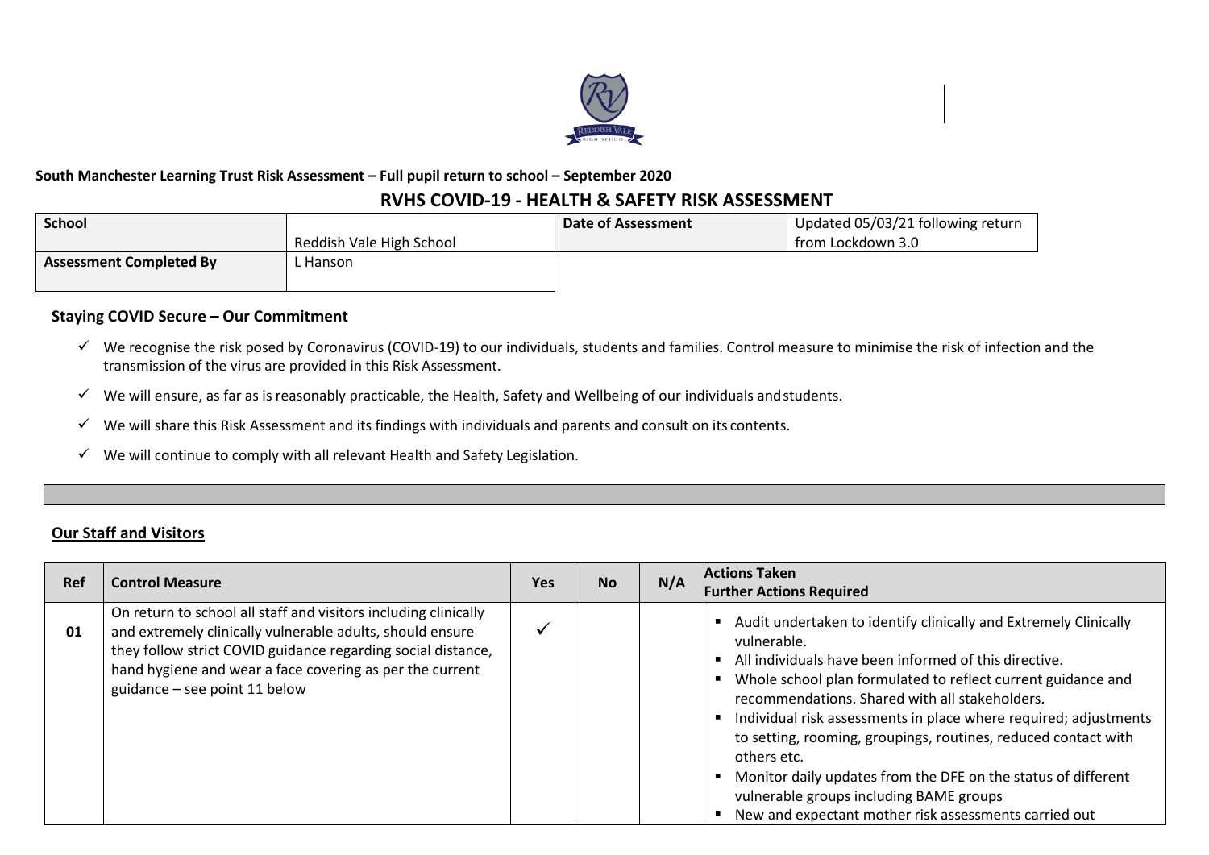**South Manchester Learning Trust Risk Assessment – Full pupil return to school – September 2020**

# RVHS COVID-19 - HEALTH & SAFETY RISK ASSESSMENT

| School | Reddish Vale High School | Date of Assessment | Updated 05/03/21 following return from Lockdown 3.0 |
|---|---|---|---|
| **Assessment Completed By** | L Hanson | | |

## Staying COVID Secure – Our Commitment

- ✓ We recognise the risk posed by Coronavirus (COVID-19) to our individuals, students and families. Control measure to minimise the risk of infection and the transmission of the virus are provided in this Risk Assessment.
- ✓ We will ensure, as far as is reasonably practicable, the Health, Safety and Wellbeing of our individuals and students.
- ✓ We will share this Risk Assessment and its findings with individuals and parents and consult on its contents.
- ✓ We will continue to comply with all relevant Health and Safety Legislation.

## Our Staff and Visitors

| Ref | Control Measure | Yes | No | N/A | Actions Taken<br>Further Actions Required |
|---|---|---|---|---|---|
| 01 | On return to school all staff and visitors including clinically and extremely clinically vulnerable adults, should ensure they follow strict COVID guidance regarding social distance, hand hygiene and wear a face covering as per the current guidance – see point 11 below | ✓ | | | ▪ Audit undertaken to identify clinically and Extremely Clinically vulnerable.<br>▪ All individuals have been informed of this directive.<br>▪ Whole school plan formulated to reflect current guidance and recommendations. Shared with all stakeholders.<br>▪ Individual risk assessments in place where required; adjustments to setting, rooming, groupings, routines, reduced contact with others etc.<br>▪ Monitor daily updates from the DFE on the status of different vulnerable groups including BAME groups<br>▪ New and expectant mother risk assessments carried out |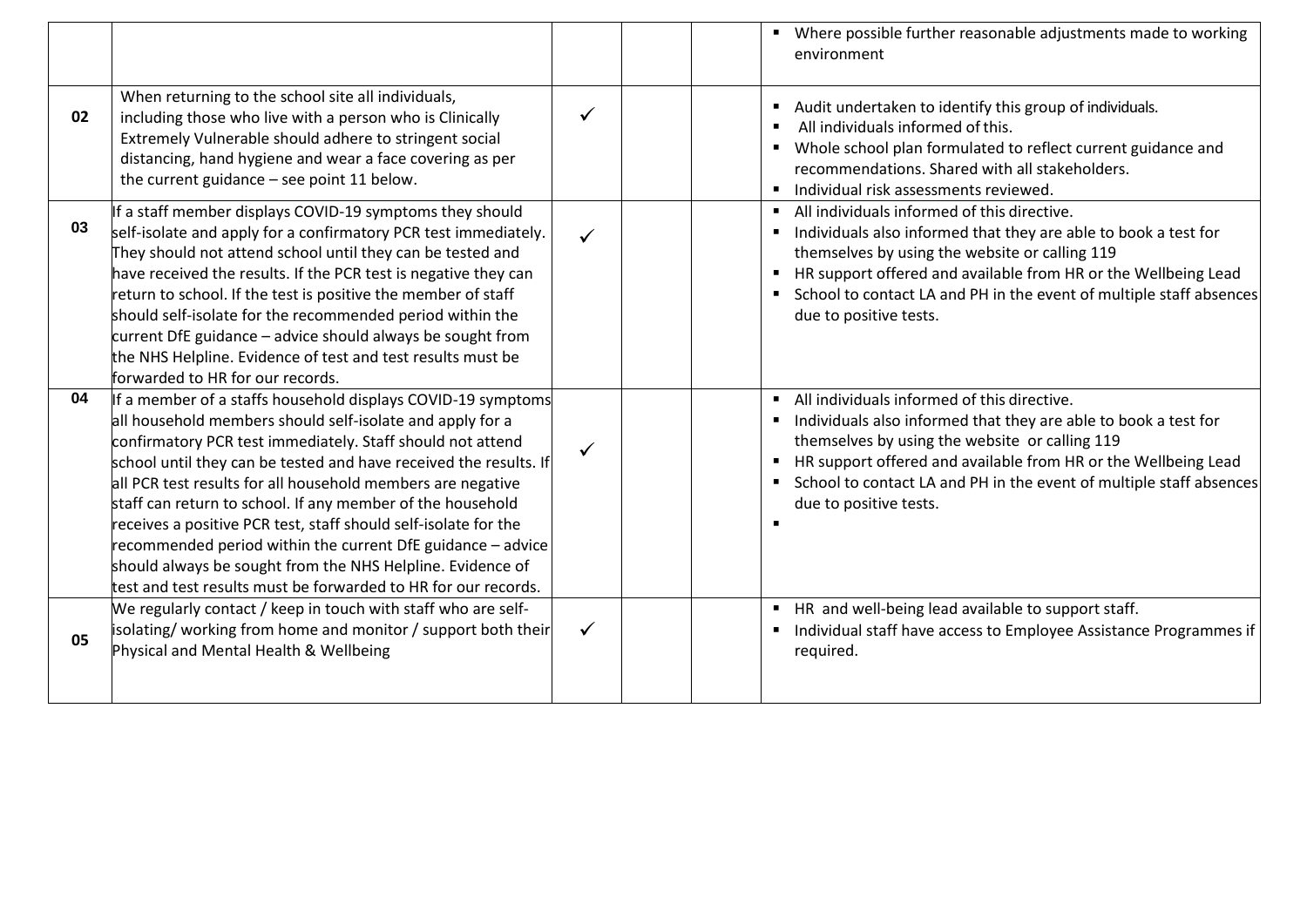| | | | | | |
|---|---|---|---|---|---|
| | | | | | ▪ Where possible further reasonable adjustments made to working environment |
| **02** | When returning to the school site all individuals, including those who live with a person who is Clinically Extremely Vulnerable should adhere to stringent social distancing, hand hygiene and wear a face covering as per the current guidance – see point 11 below. | ✓ | | | ▪ Audit undertaken to identify this group of individuals.<br>▪ All individuals informed of this.<br>▪ Whole school plan formulated to reflect current guidance and recommendations. Shared with all stakeholders.<br>▪ Individual risk assessments reviewed. |
| **03** | If a staff member displays COVID-19 symptoms they should self-isolate and apply for a confirmatory PCR test immediately. They should not attend school until they can be tested and have received the results. If the PCR test is negative they can return to school. If the test is positive the member of staff should self-isolate for the recommended period within the current DfE guidance – advice should always be sought from the NHS Helpline. Evidence of test and test results must be forwarded to HR for our records. | ✓ | | | ▪ All individuals informed of this directive.<br>▪ Individuals also informed that they are able to book a test for themselves by using the website or calling 119<br>▪ HR support offered and available from HR or the Wellbeing Lead<br>▪ School to contact LA and PH in the event of multiple staff absences due to positive tests. |
| **04** | If a member of a staffs household displays COVID-19 symptoms all household members should self-isolate and apply for a confirmatory PCR test immediately. Staff should not attend school until they can be tested and have received the results. If all PCR test results for all household members are negative staff can return to school. If any member of the household receives a positive PCR test, staff should self-isolate for the recommended period within the current DfE guidance – advice should always be sought from the NHS Helpline. Evidence of test and test results must be forwarded to HR for our records. | ✓ | | | ▪ All individuals informed of this directive.<br>▪ Individuals also informed that they are able to book a test for themselves by using the website or calling 119<br>▪ HR support offered and available from HR or the Wellbeing Lead<br>▪ School to contact LA and PH in the event of multiple staff absences due to positive tests.<br>▪ |
| **05** | We regularly contact / keep in touch with staff who are self-isolating/ working from home and monitor / support both their Physical and Mental Health & Wellbeing | ✓ | | | ▪ HR and well-being lead available to support staff.<br>▪ Individual staff have access to Employee Assistance Programmes if required. |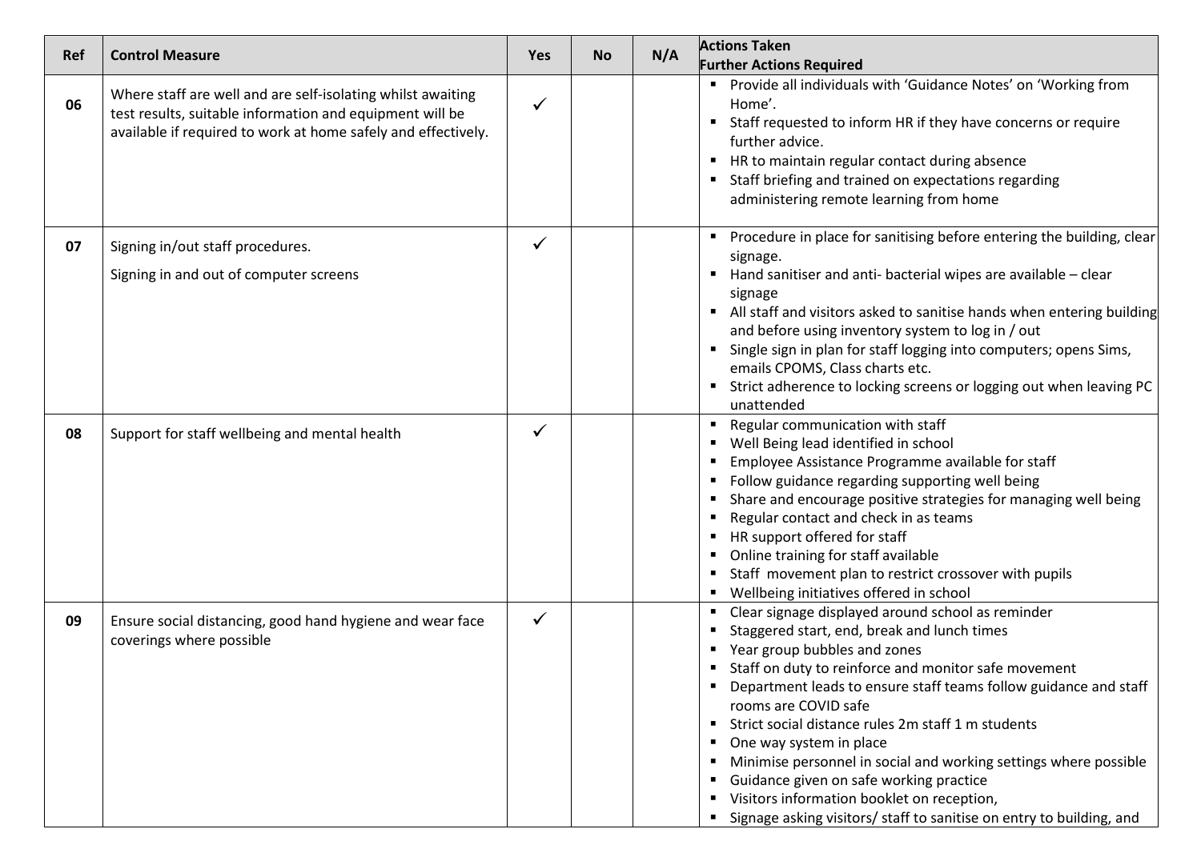| Ref | Control Measure | Yes | No | N/A | Actions Taken<br>Further Actions Required |
|---|---|---|---|---|---|
| 06 | Where staff are well and are self-isolating whilst awaiting test results, suitable information and equipment will be available if required to work at home safely and effectively. | ✓ | | | ▪ Provide all individuals with 'Guidance Notes' on 'Working from Home'.<br>▪ Staff requested to inform HR if they have concerns or require further advice.<br>▪ HR to maintain regular contact during absence<br>▪ Staff briefing and trained on expectations regarding administering remote learning from home |
| 07 | Signing in/out staff procedures.<br>Signing in and out of computer screens | ✓ | | | ▪ Procedure in place for sanitising before entering the building, clear signage.<br>▪ Hand sanitiser and anti- bacterial wipes are available – clear signage<br>▪ All staff and visitors asked to sanitise hands when entering building and before using inventory system to log in / out<br>▪ Single sign in plan for staff logging into computers; opens Sims, emails CPOMS, Class charts etc.<br>▪ Strict adherence to locking screens or logging out when leaving PC unattended |
| 08 | Support for staff wellbeing and mental health | ✓ | | | ▪ Regular communication with staff<br>▪ Well Being lead identified in school<br>▪ Employee Assistance Programme available for staff<br>▪ Follow guidance regarding supporting well being<br>▪ Share and encourage positive strategies for managing well being<br>▪ Regular contact and check in as teams<br>▪ HR support offered for staff<br>▪ Online training for staff available<br>▪ Staff movement plan to restrict crossover with pupils<br>▪ Wellbeing initiatives offered in school |
| 09 | Ensure social distancing, good hand hygiene and wear face coverings where possible | ✓ | | | ▪ Clear signage displayed around school as reminder<br>▪ Staggered start, end, break and lunch times<br>▪ Year group bubbles and zones<br>▪ Staff on duty to reinforce and monitor safe movement<br>▪ Department leads to ensure staff teams follow guidance and staff rooms are COVID safe<br>▪ Strict social distance rules 2m staff 1 m students<br>▪ One way system in place<br>▪ Minimise personnel in social and working settings where possible<br>▪ Guidance given on safe working practice<br>▪ Visitors information booklet on reception,<br>▪ Signage asking visitors/ staff to sanitise on entry to building, and |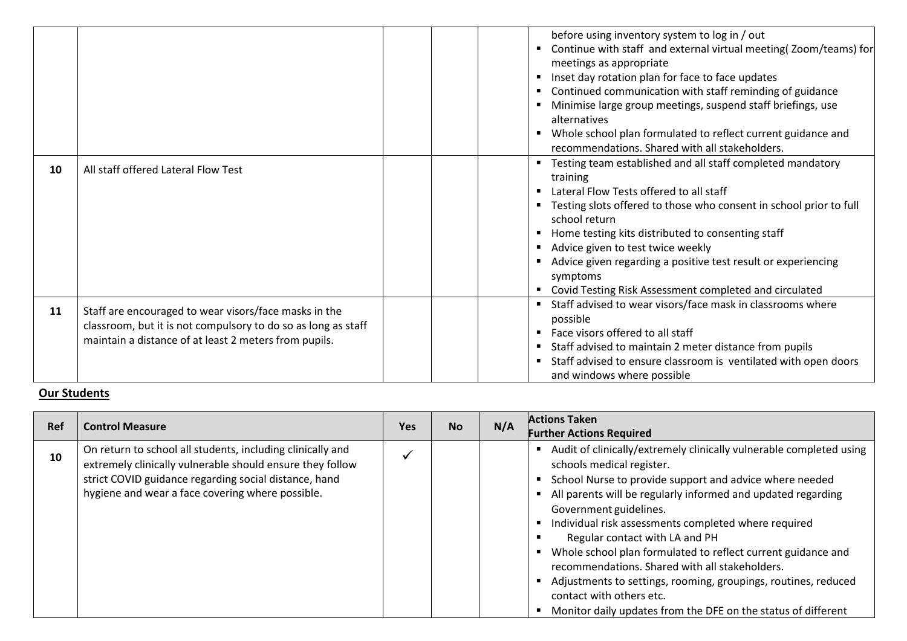| | | | | | |
|---|---|---|---|---|---|
| | | | | | before using inventory system to log in / out<br>▪ Continue with staff and external virtual meeting( Zoom/teams) for meetings as appropriate<br>▪ Inset day rotation plan for face to face updates<br>▪ Continued communication with staff reminding of guidance<br>▪ Minimise large group meetings, suspend staff briefings, use alternatives<br>▪ Whole school plan formulated to reflect current guidance and recommendations. Shared with all stakeholders. |
| **10** | All staff offered Lateral Flow Test | | | | ▪ Testing team established and all staff completed mandatory training<br>▪ Lateral Flow Tests offered to all staff<br>▪ Testing slots offered to those who consent in school prior to full school return<br>▪ Home testing kits distributed to consenting staff<br>▪ Advice given to test twice weekly<br>▪ Advice given regarding a positive test result or experiencing symptoms<br>▪ Covid Testing Risk Assessment completed and circulated |
| **11** | Staff are encouraged to wear visors/face masks in the classroom, but it is not compulsory to do so as long as staff maintain a distance of at least 2 meters from pupils. | | | | ▪ Staff advised to wear visors/face mask in classrooms where possible<br>▪ Face visors offered to all staff<br>▪ Staff advised to maintain 2 meter distance from pupils<br>▪ Staff advised to ensure classroom is ventilated with open doors and windows where possible |

**Our Students**

| Ref | Control Measure | Yes | No | N/A | Actions Taken<br>Further Actions Required |
|---|---|---|---|---|---|
| **10** | On return to school all students, including clinically and extremely clinically vulnerable should ensure they follow strict COVID guidance regarding social distance, hand hygiene and wear a face covering where possible. | ✓ | | | ▪ Audit of clinically/extremely clinically vulnerable completed using schools medical register.<br>▪ School Nurse to provide support and advice where needed<br>▪ All parents will be regularly informed and updated regarding Government guidelines.<br>▪ Individual risk assessments completed where required<br>▪ Regular contact with LA and PH<br>▪ Whole school plan formulated to reflect current guidance and recommendations. Shared with all stakeholders.<br>▪ Adjustments to settings, rooming, groupings, routines, reduced contact with others etc.<br>▪ Monitor daily updates from the DFE on the status of different |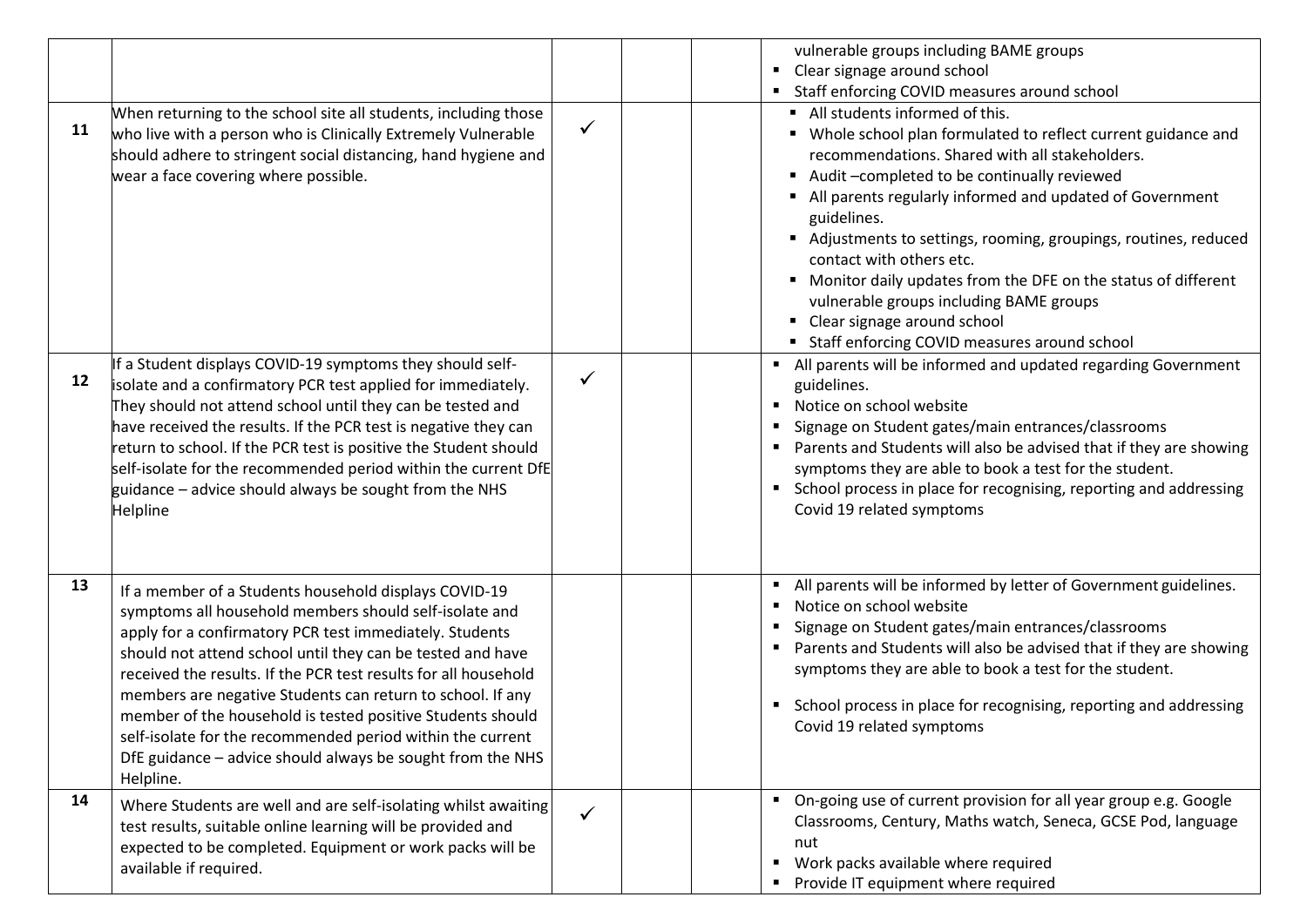| | | | | | |
|---|---|---|---|---|---|
| | | | | | vulnerable groups including BAME groups<br>▪ Clear signage around school<br>▪ Staff enforcing COVID measures around school |
| **11** | When returning to the school site all students, including those who live with a person who is Clinically Extremely Vulnerable should adhere to stringent social distancing, hand hygiene and wear a face covering where possible. | ✓ | | | ▪ All students informed of this.<br>▪ Whole school plan formulated to reflect current guidance and recommendations. Shared with all stakeholders.<br>▪ Audit –completed to be continually reviewed<br>▪ All parents regularly informed and updated of Government guidelines.<br>▪ Adjustments to settings, rooming, groupings, routines, reduced contact with others etc.<br>▪ Monitor daily updates from the DFE on the status of different vulnerable groups including BAME groups<br>▪ Clear signage around school<br>▪ Staff enforcing COVID measures around school |
| **12** | If a Student displays COVID-19 symptoms they should self-isolate and a confirmatory PCR test applied for immediately. They should not attend school until they can be tested and have received the results. If the PCR test is negative they can return to school. If the PCR test is positive the Student should self-isolate for the recommended period within the current DfE guidance – advice should always be sought from the NHS Helpline | ✓ | | | ▪ All parents will be informed and updated regarding Government guidelines.<br>▪ Notice on school website<br>▪ Signage on Student gates/main entrances/classrooms<br>▪ Parents and Students will also be advised that if they are showing symptoms they are able to book a test for the student.<br>▪ School process in place for recognising, reporting and addressing Covid 19 related symptoms |
| **13** | If a member of a Students household displays COVID-19 symptoms all household members should self-isolate and apply for a confirmatory PCR test immediately. Students should not attend school until they can be tested and have received the results. If the PCR test results for all household members are negative Students can return to school. If any member of the household is tested positive Students should self-isolate for the recommended period within the current DfE guidance – advice should always be sought from the NHS Helpline. | | | | ▪ All parents will be informed by letter of Government guidelines.<br>▪ Notice on school website<br>▪ Signage on Student gates/main entrances/classrooms<br>▪ Parents and Students will also be advised that if they are showing symptoms they are able to book a test for the student.<br>▪ School process in place for recognising, reporting and addressing Covid 19 related symptoms |
| **14** | Where Students are well and are self-isolating whilst awaiting test results, suitable online learning will be provided and expected to be completed. Equipment or work packs will be available if required. | ✓ | | | ▪ On-going use of current provision for all year group e.g. Google Classrooms, Century, Maths watch, Seneca, GCSE Pod, language nut<br>▪ Work packs available where required<br>▪ Provide IT equipment where required |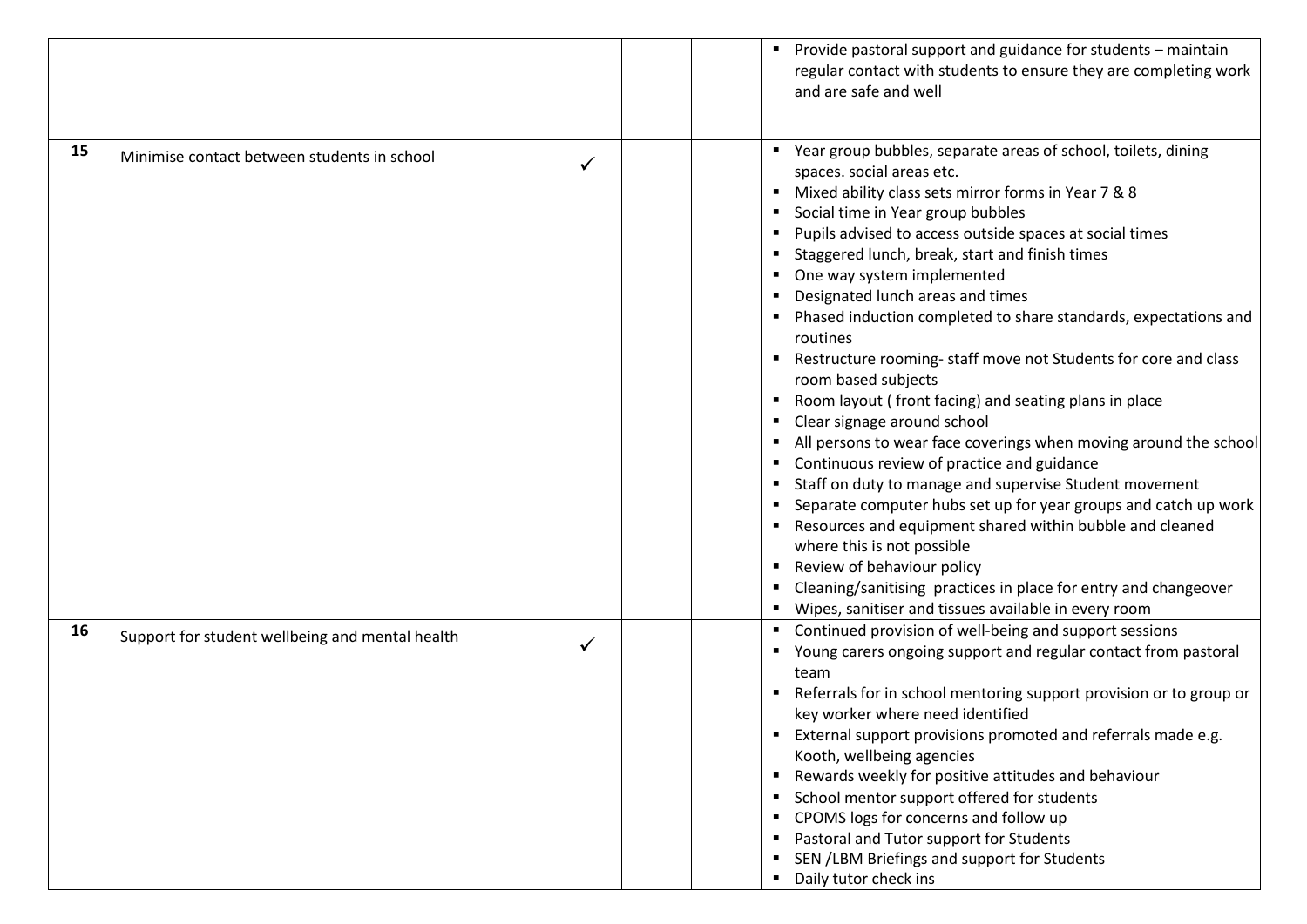| | | | | | |
|---|---|---|---|---|---|
| | | | | | ▪ Provide pastoral support and guidance for students – maintain regular contact with students to ensure they are completing work and are safe and well |
| **15** | Minimise contact between students in school | ✓ | | | ▪ Year group bubbles, separate areas of school, toilets, dining spaces. social areas etc.<br>▪ Mixed ability class sets mirror forms in Year 7 & 8<br>▪ Social time in Year group bubbles<br>▪ Pupils advised to access outside spaces at social times<br>▪ Staggered lunch, break, start and finish times<br>▪ One way system implemented<br>▪ Designated lunch areas and times<br>▪ Phased induction completed to share standards, expectations and routines<br>▪ Restructure rooming- staff move not Students for core and class room based subjects<br>▪ Room layout ( front facing) and seating plans in place<br>▪ Clear signage around school<br>▪ All persons to wear face coverings when moving around the school<br>▪ Continuous review of practice and guidance<br>▪ Staff on duty to manage and supervise Student movement<br>▪ Separate computer hubs set up for year groups and catch up work<br>▪ Resources and equipment shared within bubble and cleaned where this is not possible<br>▪ Review of behaviour policy<br>▪ Cleaning/sanitising practices in place for entry and changeover<br>▪ Wipes, sanitiser and tissues available in every room |
| **16** | Support for student wellbeing and mental health | ✓ | | | ▪ Continued provision of well-being and support sessions<br>▪ Young carers ongoing support and regular contact from pastoral team<br>▪ Referrals for in school mentoring support provision or to group or key worker where need identified<br>▪ External support provisions promoted and referrals made e.g. Kooth, wellbeing agencies<br>▪ Rewards weekly for positive attitudes and behaviour<br>▪ School mentor support offered for students<br>▪ CPOMS logs for concerns and follow up<br>▪ Pastoral and Tutor support for Students<br>▪ SEN /LBM Briefings and support for Students<br>▪ Daily tutor check ins |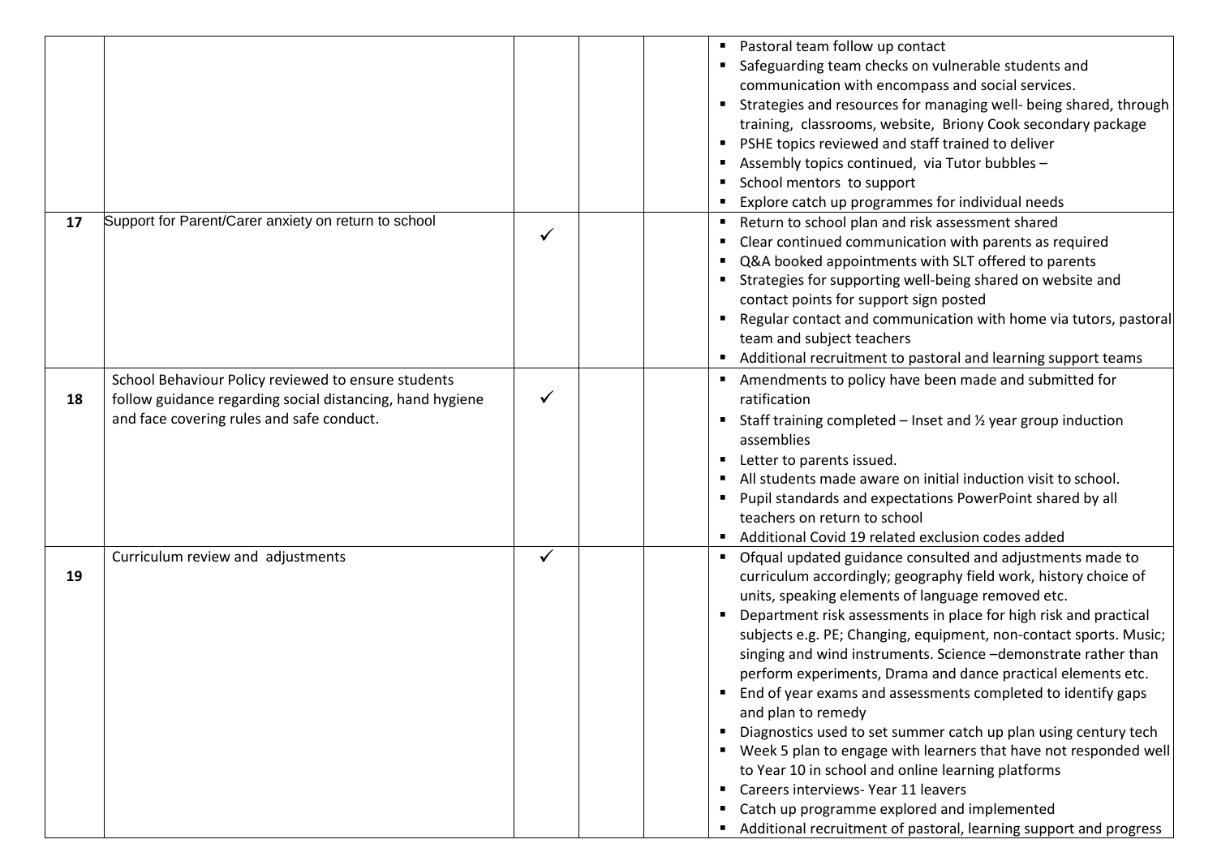| | | | | | |
|---|---|---|---|---|---|
| | | | | | ▪ Pastoral team follow up contact<br>▪ Safeguarding team checks on vulnerable students and communication with encompass and social services.<br>▪ Strategies and resources for managing well- being shared, through training, classrooms, website, Briony Cook secondary package<br>▪ PSHE topics reviewed and staff trained to deliver<br>▪ Assembly topics continued, via Tutor bubbles –<br>▪ School mentors to support<br>▪ Explore catch up programmes for individual needs |
| **17** | Support for Parent/Carer anxiety on return to school | ✓ | | | ▪ Return to school plan and risk assessment shared<br>▪ Clear continued communication with parents as required<br>▪ Q&A booked appointments with SLT offered to parents<br>▪ Strategies for supporting well-being shared on website and contact points for support sign posted<br>▪ Regular contact and communication with home via tutors, pastoral team and subject teachers<br>▪ Additional recruitment to pastoral and learning support teams |
| **18** | School Behaviour Policy reviewed to ensure students follow guidance regarding social distancing, hand hygiene and face covering rules and safe conduct. | ✓ | | | ▪ Amendments to policy have been made and submitted for ratification<br>▪ Staff training completed – Inset and ½ year group induction assemblies<br>▪ Letter to parents issued.<br>▪ All students made aware on initial induction visit to school.<br>▪ Pupil standards and expectations PowerPoint shared by all teachers on return to school<br>▪ Additional Covid 19 related exclusion codes added |
| **19** | Curriculum review and adjustments | ✓ | | | ▪ Ofqual updated guidance consulted and adjustments made to curriculum accordingly; geography field work, history choice of units, speaking elements of language removed etc.<br>▪ Department risk assessments in place for high risk and practical subjects e.g. PE; Changing, equipment, non-contact sports. Music; singing and wind instruments. Science –demonstrate rather than perform experiments, Drama and dance practical elements etc.<br>▪ End of year exams and assessments completed to identify gaps and plan to remedy<br>▪ Diagnostics used to set summer catch up plan using century tech<br>▪ Week 5 plan to engage with learners that have not responded well to Year 10 in school and online learning platforms<br>▪ Careers interviews- Year 11 leavers<br>▪ Catch up programme explored and implemented<br>▪ Additional recruitment of pastoral, learning support and progress |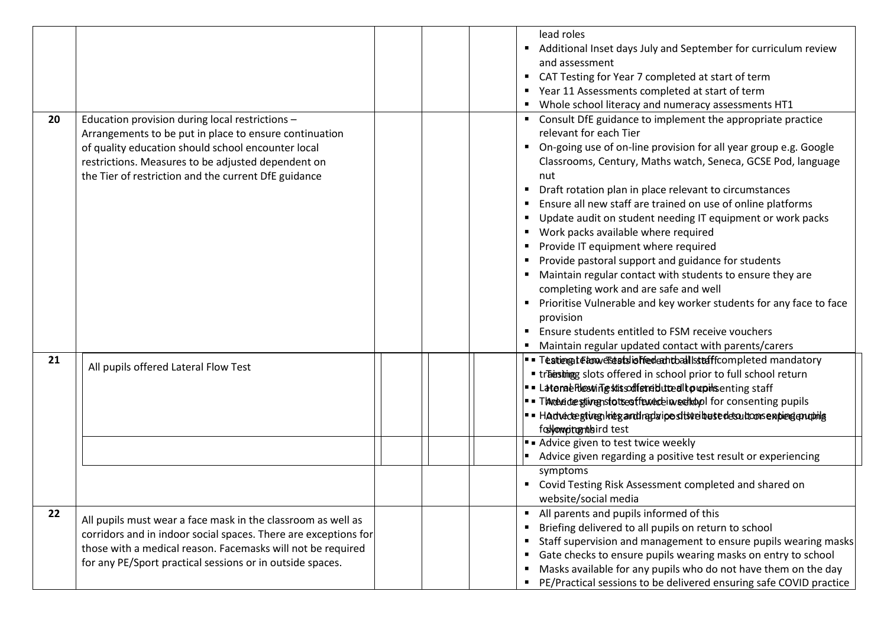| | | | | | |
|---|---|---|---|---|---|
| | | | | | lead roles<br>▪ Additional Inset days July and September for curriculum review and assessment<br>▪ CAT Testing for Year 7 completed at start of term<br>▪ Year 11 Assessments completed at start of term<br>▪ Whole school literacy and numeracy assessments HT1 |
| 20 | Education provision during local restrictions – Arrangements to be put in place to ensure continuation of quality education should school encounter local restrictions. Measures to be adjusted dependent on the Tier of restriction and the current DfE guidance | | | | ▪ Consult DfE guidance to implement the appropriate practice relevant for each Tier<br>▪ On-going use of on-line provision for all year group e.g. Google Classrooms, Century, Maths watch, Seneca, GCSE Pod, language nut<br>▪ Draft rotation plan in place relevant to circumstances<br>▪ Ensure all new staff are trained on use of online platforms<br>▪ Update audit on student needing IT equipment or work packs<br>▪ Work packs available where required<br>▪ Provide IT equipment where required<br>▪ Provide pastoral support and guidance for students<br>▪ Maintain regular contact with students to ensure they are completing work and are safe and well<br>▪ Prioritise Vulnerable and key worker students for any face to face provision<br>▪ Ensure students entitled to FSM receive vouchers<br>▪ Maintain regular updated contact with parents/carers |
| 21 | All pupils offered Lateral Flow Test | | | | ▪ Testing team established and all staff completed mandatory training<br>▪ Lateral Flow Tests offered to all staff<br>▪ Testing slots offered in school prior to full school return<br>▪ Lateral Flow Test kits distributed to consenting staff<br>▪ Home testing kits distributed to pupils<br>▪ Three testing slots offered in school for consenting pupils<br>▪ Advice given to test twice weekly<br>▪ Home testing kits and advice distributed to consenting pupils following third test<br>▪ Advice given regarding a positive test result or experiencing symptoms |
| | | | | | ▪ Advice given to test twice weekly<br>▪ Advice given regarding a positive test result or experiencing |
| | | | | | symptoms<br>▪ Covid Testing Risk Assessment completed and shared on website/social media |
| 22 | All pupils must wear a face mask in the classroom as well as corridors and in indoor social spaces. There are exceptions for those with a medical reason. Facemasks will not be required for any PE/Sport practical sessions or in outside spaces. | | | | ▪ All parents and pupils informed of this<br>▪ Briefing delivered to all pupils on return to school<br>▪ Staff supervision and management to ensure pupils wearing masks<br>▪ Gate checks to ensure pupils wearing masks on entry to school<br>▪ Masks available for any pupils who do not have them on the day<br>▪ PE/Practical sessions to be delivered ensuring safe COVID practice |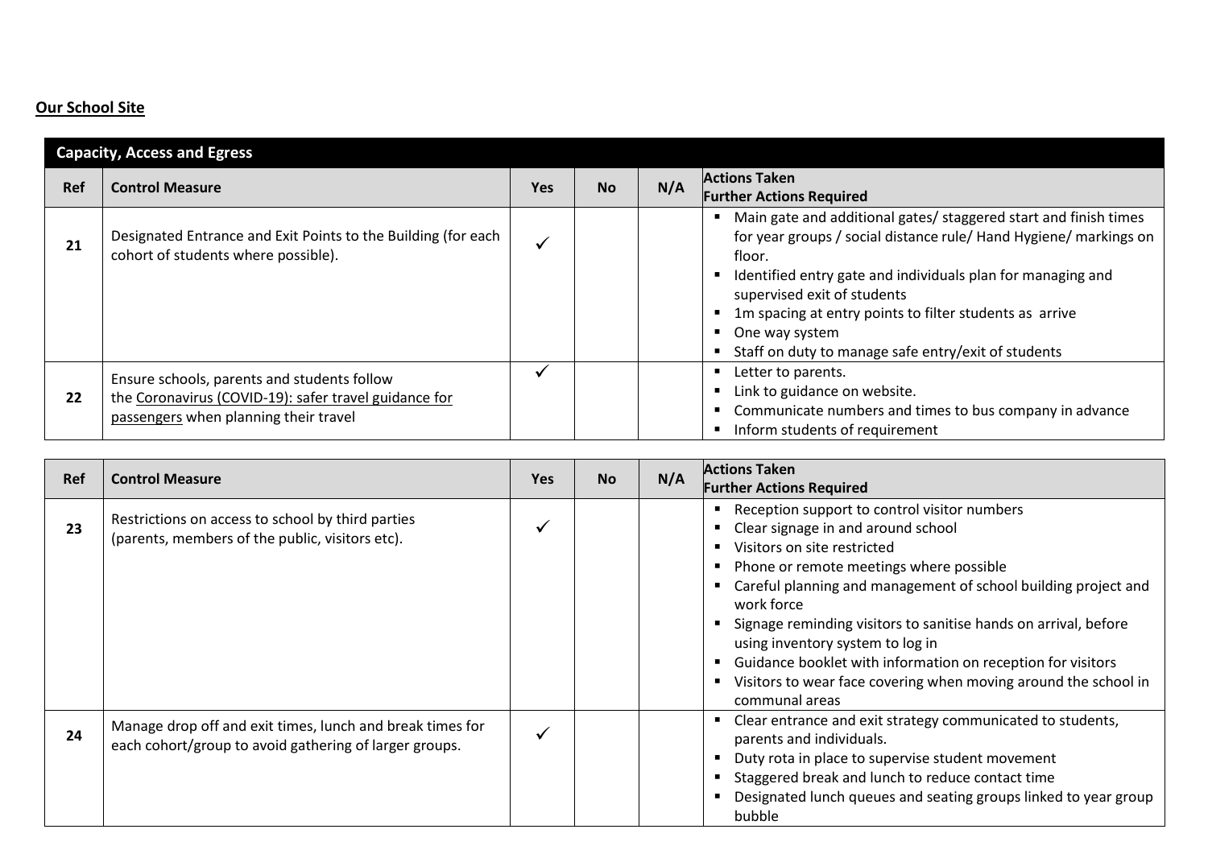**Our School Site**

| Capacity, Access and Egress | | | | | |
|---|---|---|---|---|---|
| **Ref** | **Control Measure** | **Yes** | **No** | **N/A** | **Actions Taken**<br>**Further Actions Required** |
| **21** | Designated Entrance and Exit Points to the Building (for each cohort of students where possible). | ✓ | | | ▪ Main gate and additional gates/ staggered start and finish times for year groups / social distance rule/ Hand Hygiene/ markings on floor.<br>▪ Identified entry gate and individuals plan for managing and supervised exit of students<br>▪ 1m spacing at entry points to filter students as arrive<br>▪ One way system<br>▪ Staff on duty to manage safe entry/exit of students |
| **22** | Ensure schools, parents and students follow the Coronavirus (COVID-19): safer travel guidance for passengers when planning their travel | ✓ | | | ▪ Letter to parents.<br>▪ Link to guidance on website.<br>▪ Communicate numbers and times to bus company in advance<br>▪ Inform students of requirement |

| Ref | Control Measure | Yes | No | N/A | Actions Taken<br>Further Actions Required |
|---|---|---|---|---|---|
| **23** | Restrictions on access to school by third parties (parents, members of the public, visitors etc). | ✓ | | | ▪ Reception support to control visitor numbers<br>▪ Clear signage in and around school<br>▪ Visitors on site restricted<br>▪ Phone or remote meetings where possible<br>▪ Careful planning and management of school building project and work force<br>▪ Signage reminding visitors to sanitise hands on arrival, before using inventory system to log in<br>▪ Guidance booklet with information on reception for visitors<br>▪ Visitors to wear face covering when moving around the school in communal areas |
| **24** | Manage drop off and exit times, lunch and break times for each cohort/group to avoid gathering of larger groups. | ✓ | | | ▪ Clear entrance and exit strategy communicated to students, parents and individuals.<br>▪ Duty rota in place to supervise student movement<br>▪ Staggered break and lunch to reduce contact time<br>▪ Designated lunch queues and seating groups linked to year group bubble |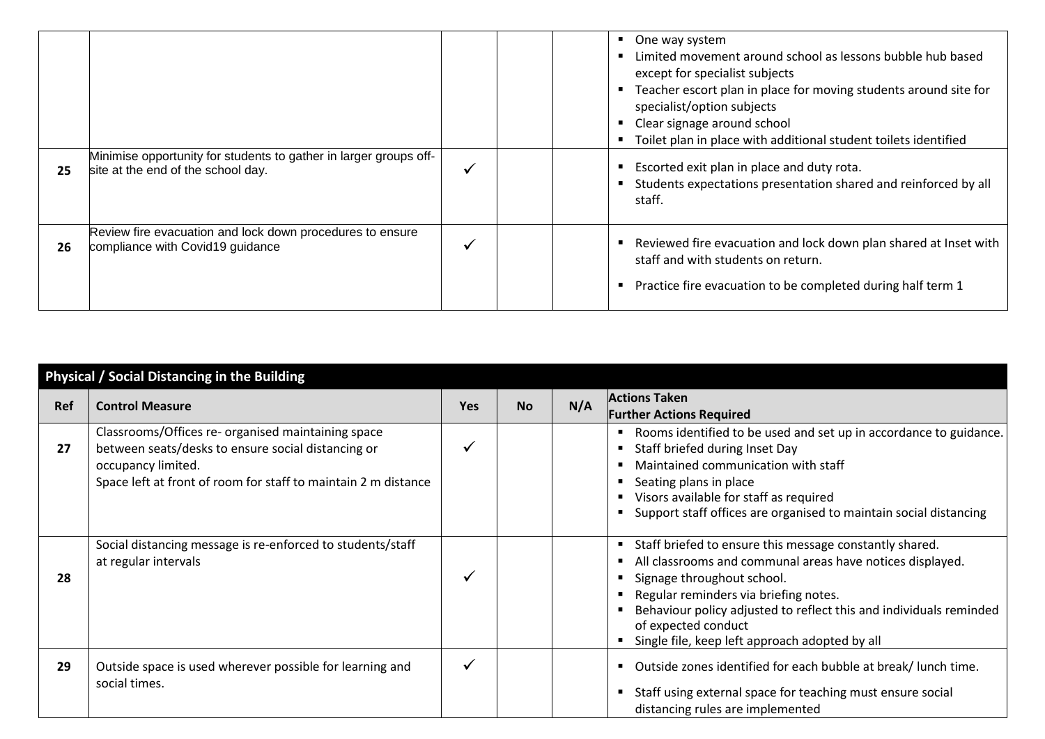| | | | | | |
|---|---|---|---|---|---|
| | | | | | ▪ One way system<br>▪ Limited movement around school as lessons bubble hub based except for specialist subjects<br>▪ Teacher escort plan in place for moving students around site for specialist/option subjects<br>▪ Clear signage around school<br>▪ Toilet plan in place with additional student toilets identified |
| **25** | Minimise opportunity for students to gather in larger groups off-site at the end of the school day. | ✓ | | | ▪ Escorted exit plan in place and duty rota.<br>▪ Students expectations presentation shared and reinforced by all staff. |
| **26** | Review fire evacuation and lock down procedures to ensure compliance with Covid19 guidance | ✓ | | | ▪ Reviewed fire evacuation and lock down plan shared at Inset with staff and with students on return.<br>▪ Practice fire evacuation to be completed during half term 1 |

**Physical / Social Distancing in the Building**

| Ref | Control Measure | Yes | No | N/A | Actions Taken<br>Further Actions Required |
|---|---|---|---|---|---|
| **27** | Classrooms/Offices re- organised maintaining space between seats/desks to ensure social distancing or occupancy limited.<br>Space left at front of room for staff to maintain 2 m distance | ✓ | | | ▪ Rooms identified to be used and set up in accordance to guidance.<br>▪ Staff briefed during Inset Day<br>▪ Maintained communication with staff<br>▪ Seating plans in place<br>▪ Visors available for staff as required<br>▪ Support staff offices are organised to maintain social distancing |
| **28** | Social distancing message is re-enforced to students/staff at regular intervals | ✓ | | | ▪ Staff briefed to ensure this message constantly shared.<br>▪ All classrooms and communal areas have notices displayed.<br>▪ Signage throughout school.<br>▪ Regular reminders via briefing notes.<br>▪ Behaviour policy adjusted to reflect this and individuals reminded of expected conduct<br>▪ Single file, keep left approach adopted by all |
| **29** | Outside space is used wherever possible for learning and social times. | ✓ | | | ▪ Outside zones identified for each bubble at break/ lunch time.<br>▪ Staff using external space for teaching must ensure social distancing rules are implemented |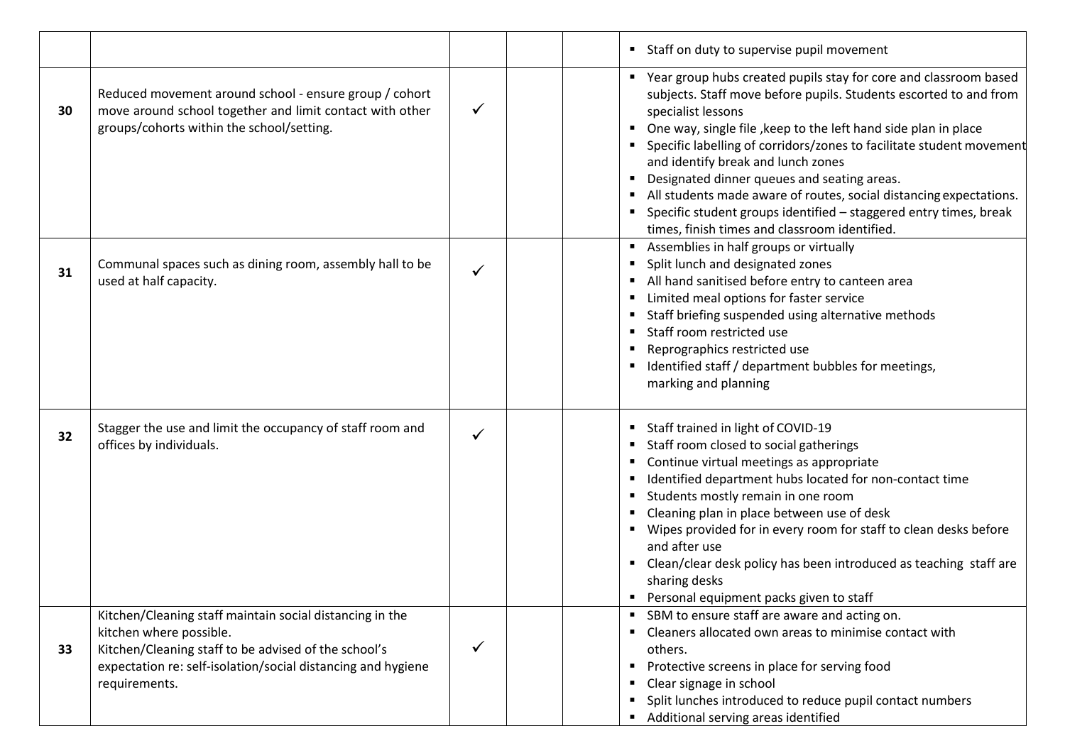| | | | | | |
|---|---|---|---|---|---|
| | | | | | ▪ Staff on duty to supervise pupil movement |
| 30 | Reduced movement around school - ensure group / cohort move around school together and limit contact with other groups/cohorts within the school/setting. | ✓ | | | ▪ Year group hubs created pupils stay for core and classroom based subjects. Staff move before pupils. Students escorted to and from specialist lessons<br>▪ One way, single file ,keep to the left hand side plan in place<br>▪ Specific labelling of corridors/zones to facilitate student movement and identify break and lunch zones<br>▪ Designated dinner queues and seating areas.<br>▪ All students made aware of routes, social distancing expectations.<br>▪ Specific student groups identified – staggered entry times, break times, finish times and classroom identified. |
| 31 | Communal spaces such as dining room, assembly hall to be used at half capacity. | ✓ | | | ▪ Assemblies in half groups or virtually<br>▪ Split lunch and designated zones<br>▪ All hand sanitised before entry to canteen area<br>▪ Limited meal options for faster service<br>▪ Staff briefing suspended using alternative methods<br>▪ Staff room restricted use<br>▪ Reprographics restricted use<br>▪ Identified staff / department bubbles for meetings, marking and planning |
| 32 | Stagger the use and limit the occupancy of staff room and offices by individuals. | ✓ | | | ▪ Staff trained in light of COVID-19<br>▪ Staff room closed to social gatherings<br>▪ Continue virtual meetings as appropriate<br>▪ Identified department hubs located for non-contact time<br>▪ Students mostly remain in one room<br>▪ Cleaning plan in place between use of desk<br>▪ Wipes provided for in every room for staff to clean desks before and after use<br>▪ Clean/clear desk policy has been introduced as teaching staff are sharing desks<br>▪ Personal equipment packs given to staff |
| 33 | Kitchen/Cleaning staff maintain social distancing in the kitchen where possible.<br>Kitchen/Cleaning staff to be advised of the school's expectation re: self-isolation/social distancing and hygiene requirements. | ✓ | | | ▪ SBM to ensure staff are aware and acting on.<br>▪ Cleaners allocated own areas to minimise contact with others.<br>▪ Protective screens in place for serving food<br>▪ Clear signage in school<br>▪ Split lunches introduced to reduce pupil contact numbers<br>▪ Additional serving areas identified |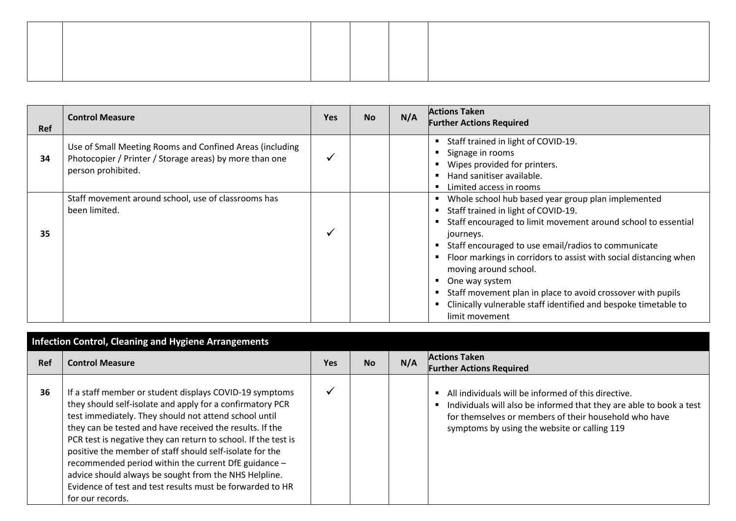| | | | | | |
|---|---|---|---|---|---|
| | | | | | |

| Ref | Control Measure | Yes | No | N/A | Actions Taken<br>Further Actions Required |
|---|---|---|---|---|---|
| 34 | Use of Small Meeting Rooms and Confined Areas (including Photocopier / Printer / Storage areas) by more than one person prohibited. | ✓ | | | ▪ Staff trained in light of COVID-19.<br>▪ Signage in rooms<br>▪ Wipes provided for printers.<br>▪ Hand sanitiser available.<br>▪ Limited access in rooms |
| 35 | Staff movement around school, use of classrooms has been limited. | ✓ | | | ▪ Whole school hub based year group plan implemented<br>▪ Staff trained in light of COVID-19.<br>▪ Staff encouraged to limit movement around school to essential journeys.<br>▪ Staff encouraged to use email/radios to communicate<br>▪ Floor markings in corridors to assist with social distancing when moving around school.<br>▪ One way system<br>▪ Staff movement plan in place to avoid crossover with pupils<br>▪ Clinically vulnerable staff identified and bespoke timetable to limit movement |

**Infection Control, Cleaning and Hygiene Arrangements**

| Ref | Control Measure | Yes | No | N/A | Actions Taken<br>Further Actions Required |
|---|---|---|---|---|---|
| 36 | If a staff member or student displays COVID-19 symptoms they should self-isolate and apply for a confirmatory PCR test immediately. They should not attend school until they can be tested and have received the results. If the PCR test is negative they can return to school. If the test is positive the member of staff should self-isolate for the recommended period within the current DfE guidance – advice should always be sought from the NHS Helpline. Evidence of test and test results must be forwarded to HR for our records. | ✓ | | | ▪ All individuals will be informed of this directive.<br>▪ Individuals will also be informed that they are able to book a test for themselves or members of their household who have symptoms by using the website or calling 119 |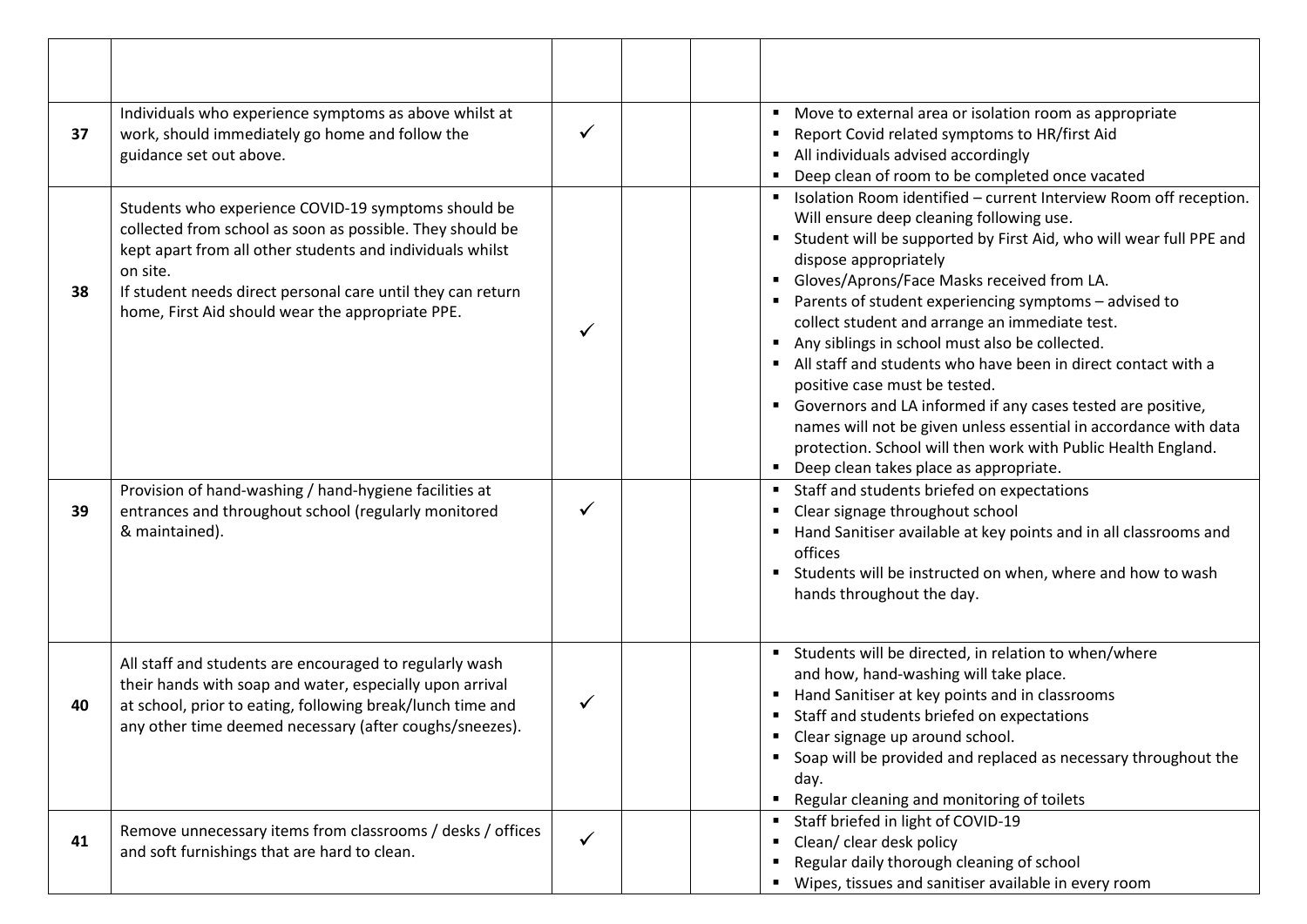| | | | | | |
|---|---|---|---|---|---|
| | | | | | |
| **37** | Individuals who experience symptoms as above whilst at work, should immediately go home and follow the guidance set out above. | ✓ | | | ▪ Move to external area or isolation room as appropriate<br>▪ Report Covid related symptoms to HR/first Aid<br>▪ All individuals advised accordingly<br>▪ Deep clean of room to be completed once vacated |
| **38** | Students who experience COVID-19 symptoms should be collected from school as soon as possible. They should be kept apart from all other students and individuals whilst on site.<br>If student needs direct personal care until they can return home, First Aid should wear the appropriate PPE. | ✓ | | | ▪ Isolation Room identified – current Interview Room off reception. Will ensure deep cleaning following use.<br>▪ Student will be supported by First Aid, who will wear full PPE and dispose appropriately<br>▪ Gloves/Aprons/Face Masks received from LA.<br>▪ Parents of student experiencing symptoms – advised to collect student and arrange an immediate test.<br>▪ Any siblings in school must also be collected.<br>▪ All staff and students who have been in direct contact with a positive case must be tested.<br>▪ Governors and LA informed if any cases tested are positive, names will not be given unless essential in accordance with data protection. School will then work with Public Health England.<br>▪ Deep clean takes place as appropriate. |
| **39** | Provision of hand-washing / hand-hygiene facilities at entrances and throughout school (regularly monitored & maintained). | ✓ | | | ▪ Staff and students briefed on expectations<br>▪ Clear signage throughout school<br>▪ Hand Sanitiser available at key points and in all classrooms and offices<br>▪ Students will be instructed on when, where and how to wash hands throughout the day. |
| **40** | All staff and students are encouraged to regularly wash their hands with soap and water, especially upon arrival at school, prior to eating, following break/lunch time and any other time deemed necessary (after coughs/sneezes). | ✓ | | | ▪ Students will be directed, in relation to when/where and how, hand-washing will take place.<br>▪ Hand Sanitiser at key points and in classrooms<br>▪ Staff and students briefed on expectations<br>▪ Clear signage up around school.<br>▪ Soap will be provided and replaced as necessary throughout the day.<br>▪ Regular cleaning and monitoring of toilets |
| **41** | Remove unnecessary items from classrooms / desks / offices and soft furnishings that are hard to clean. | ✓ | | | ▪ Staff briefed in light of COVID-19<br>▪ Clean/ clear desk policy<br>▪ Regular daily thorough cleaning of school<br>▪ Wipes, tissues and sanitiser available in every room |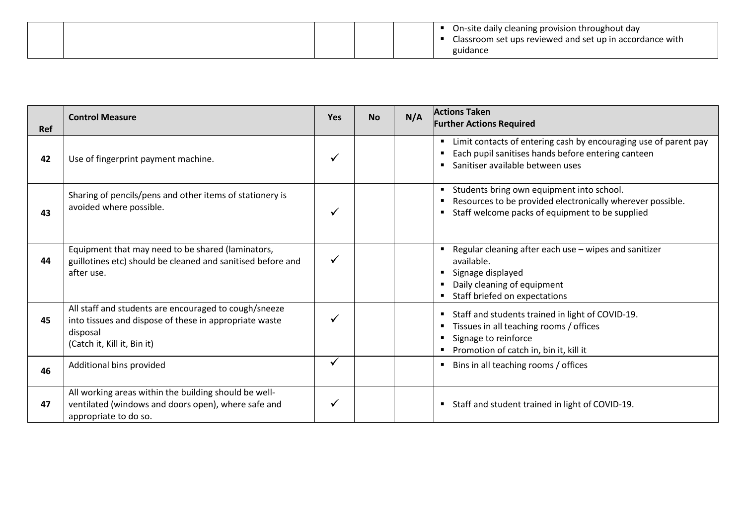| | | | | | |
|---|---|---|---|---|---|
| | | | | | ▪ On-site daily cleaning provision throughout day<br>▪ Classroom set ups reviewed and set up in accordance with guidance |

| Ref | Control Measure | Yes | No | N/A | Actions Taken<br>Further Actions Required |
|---|---|---|---|---|---|
| 42 | Use of fingerprint payment machine. | ✓ | | | ▪ Limit contacts of entering cash by encouraging use of parent pay<br>▪ Each pupil sanitises hands before entering canteen<br>▪ Sanitiser available between uses |
| 43 | Sharing of pencils/pens and other items of stationery is avoided where possible. | ✓ | | | ▪ Students bring own equipment into school.<br>▪ Resources to be provided electronically wherever possible.<br>▪ Staff welcome packs of equipment to be supplied |
| 44 | Equipment that may need to be shared (laminators, guillotines etc) should be cleaned and sanitised before and after use. | ✓ | | | ▪ Regular cleaning after each use – wipes and sanitizer available.<br>▪ Signage displayed<br>▪ Daily cleaning of equipment<br>▪ Staff briefed on expectations |
| 45 | All staff and students are encouraged to cough/sneeze into tissues and dispose of these in appropriate waste disposal<br>(Catch it, Kill it, Bin it) | ✓ | | | ▪ Staff and students trained in light of COVID-19.<br>▪ Tissues in all teaching rooms / offices<br>▪ Signage to reinforce<br>▪ Promotion of catch in, bin it, kill it |
| 46 | Additional bins provided | ✓ | | | ▪ Bins in all teaching rooms / offices |
| 47 | All working areas within the building should be well-ventilated (windows and doors open), where safe and appropriate to do so. | ✓ | | | ▪ Staff and student trained in light of COVID-19. |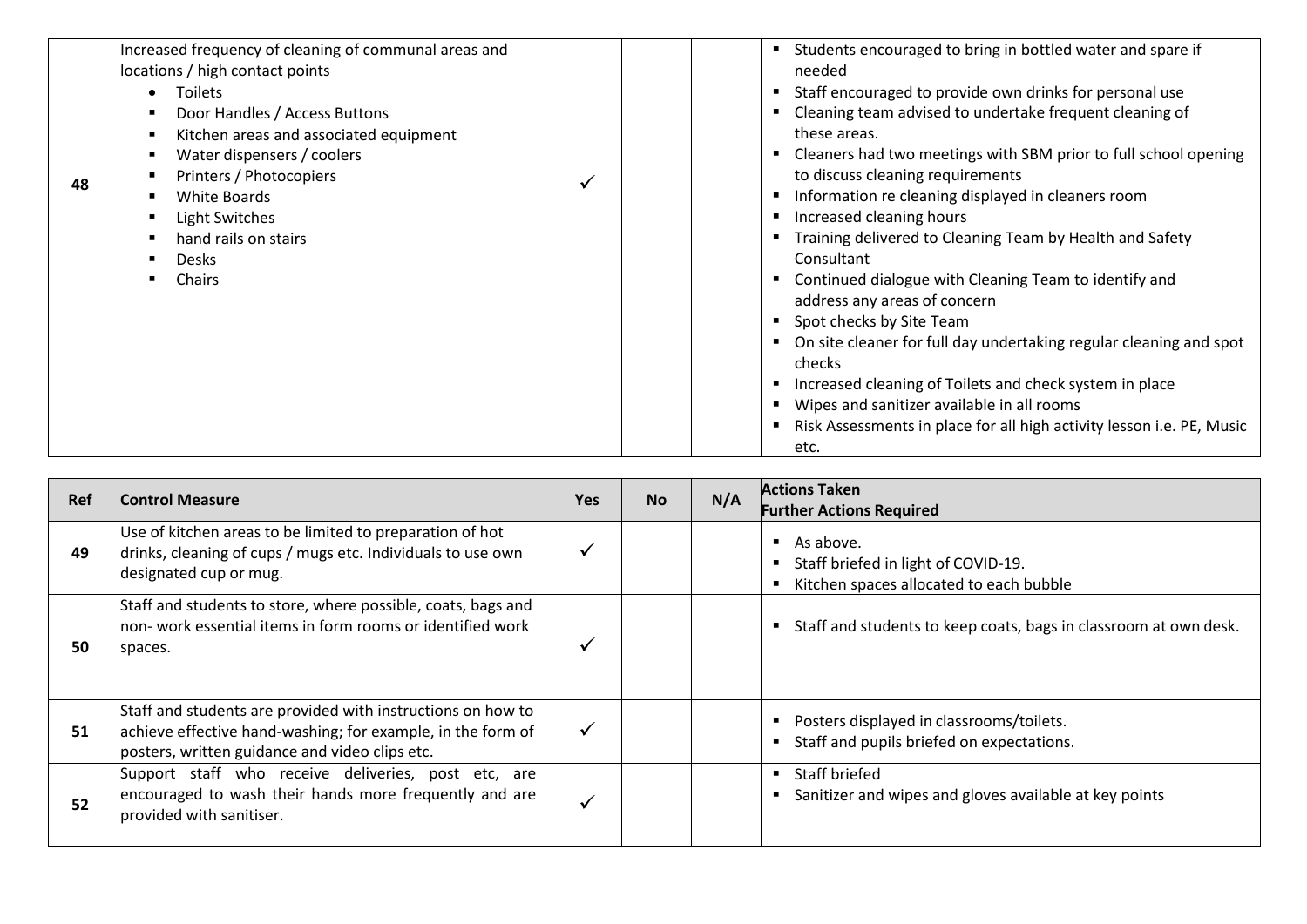| | | | | | |
|---|---|---|---|---|---|
| 48 | Increased frequency of cleaning of communal areas and locations / high contact points<br>• Toilets<br>▪ Door Handles / Access Buttons<br>▪ Kitchen areas and associated equipment<br>▪ Water dispensers / coolers<br>▪ Printers / Photocopiers<br>▪ White Boards<br>▪ Light Switches<br>▪ hand rails on stairs<br>▪ Desks<br>▪ Chairs | ✓ | | | ▪ Students encouraged to bring in bottled water and spare if needed<br>▪ Staff encouraged to provide own drinks for personal use<br>▪ Cleaning team advised to undertake frequent cleaning of these areas.<br>▪ Cleaners had two meetings with SBM prior to full school opening to discuss cleaning requirements<br>▪ Information re cleaning displayed in cleaners room<br>▪ Increased cleaning hours<br>▪ Training delivered to Cleaning Team by Health and Safety Consultant<br>▪ Continued dialogue with Cleaning Team to identify and address any areas of concern<br>▪ Spot checks by Site Team<br>▪ On site cleaner for full day undertaking regular cleaning and spot checks<br>▪ Increased cleaning of Toilets and check system in place<br>▪ Wipes and sanitizer available in all rooms<br>▪ Risk Assessments in place for all high activity lesson i.e. PE, Music etc. |

| Ref | Control Measure | Yes | No | N/A | Actions Taken<br>Further Actions Required |
|---|---|---|---|---|---|
| 49 | Use of kitchen areas to be limited to preparation of hot drinks, cleaning of cups / mugs etc. Individuals to use own designated cup or mug. | ✓ | | | ▪ As above.<br>▪ Staff briefed in light of COVID-19.<br>▪ Kitchen spaces allocated to each bubble |
| 50 | Staff and students to store, where possible, coats, bags and non- work essential items in form rooms or identified work spaces. | ✓ | | | ▪ Staff and students to keep coats, bags in classroom at own desk. |
| 51 | Staff and students are provided with instructions on how to achieve effective hand-washing; for example, in the form of posters, written guidance and video clips etc. | ✓ | | | ▪ Posters displayed in classrooms/toilets.<br>▪ Staff and pupils briefed on expectations. |
| 52 | Support staff who receive deliveries, post etc, are encouraged to wash their hands more frequently and are provided with sanitiser. | ✓ | | | ▪ Staff briefed<br>▪ Sanitizer and wipes and gloves available at key points |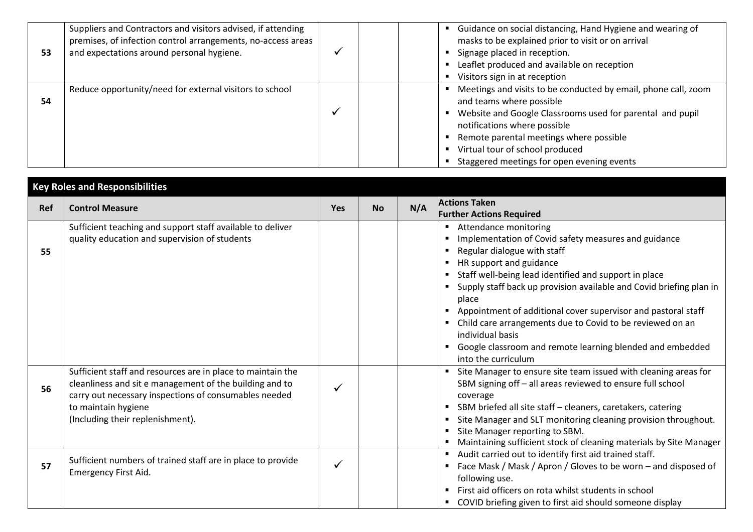| | | | | | |
|---|---|---|---|---|---|
| 53 | Suppliers and Contractors and visitors advised, if attending premises, of infection control arrangements, no-access areas and expectations around personal hygiene. | ✓ | | | ▪ Guidance on social distancing, Hand Hygiene and wearing of masks to be explained prior to visit or on arrival<br>▪ Signage placed in reception.<br>▪ Leaflet produced and available on reception<br>▪ Visitors sign in at reception |
| 54 | Reduce opportunity/need for external visitors to school | ✓ | | | ▪ Meetings and visits to be conducted by email, phone call, zoom and teams where possible<br>▪ Website and Google Classrooms used for parental and pupil notifications where possible<br>▪ Remote parental meetings where possible<br>▪ Virtual tour of school produced<br>▪ Staggered meetings for open evening events |

## Key Roles and Responsibilities

| Ref | Control Measure | Yes | No | N/A | Actions Taken<br>**Further Actions Required** |
|---|---|---|---|---|---|
| 55 | Sufficient teaching and support staff available to deliver quality education and supervision of students | | | | ▪ Attendance monitoring<br>▪ Implementation of Covid safety measures and guidance<br>▪ Regular dialogue with staff<br>▪ HR support and guidance<br>▪ Staff well-being lead identified and support in place<br>▪ Supply staff back up provision available and Covid briefing plan in place<br>▪ Appointment of additional cover supervisor and pastoral staff<br>▪ Child care arrangements due to Covid to be reviewed on an individual basis<br>▪ Google classroom and remote learning blended and embedded into the curriculum |
| 56 | Sufficient staff and resources are in place to maintain the cleanliness and sit e management of the building and to carry out necessary inspections of consumables needed to maintain hygiene<br>(Including their replenishment). | ✓ | | | ▪ Site Manager to ensure site team issued with cleaning areas for SBM signing off – all areas reviewed to ensure full school coverage<br>▪ SBM briefed all site staff – cleaners, caretakers, catering<br>▪ Site Manager and SLT monitoring cleaning provision throughout.<br>▪ Site Manager reporting to SBM.<br>▪ Maintaining sufficient stock of cleaning materials by Site Manager |
| 57 | Sufficient numbers of trained staff are in place to provide Emergency First Aid. | ✓ | | | ▪ Audit carried out to identify first aid trained staff.<br>▪ Face Mask / Mask / Apron / Gloves to be worn – and disposed of following use.<br>▪ First aid officers on rota whilst students in school<br>▪ COVID briefing given to first aid should someone display |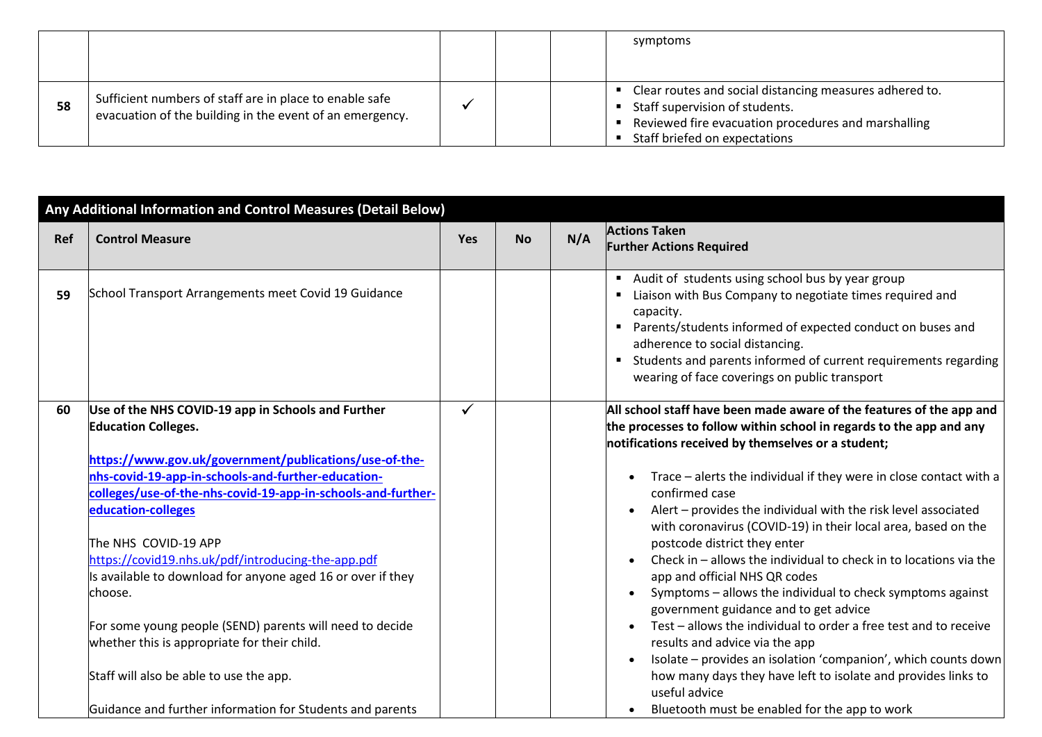| | | | | | |
|---|---|---|---|---|---|
| | | | | | symptoms |
| **58** | Sufficient numbers of staff are in place to enable safe evacuation of the building in the event of an emergency. | ✓ | | | ▪ Clear routes and social distancing measures adhered to.<br>▪ Staff supervision of students.<br>▪ Reviewed fire evacuation procedures and marshalling<br>▪ Staff briefed on expectations |

| **Any Additional Information and Control Measures (Detail Below)** | | | | | |
|---|---|---|---|---|---|
| **Ref** | **Control Measure** | **Yes** | **No** | **N/A** | **Actions Taken**<br>**Further Actions Required** |
| **59** | School Transport Arrangements meet Covid 19 Guidance | | | | ▪ Audit of students using school bus by year group<br>▪ Liaison with Bus Company to negotiate times required and capacity.<br>▪ Parents/students informed of expected conduct on buses and adherence to social distancing.<br>▪ Students and parents informed of current requirements regarding wearing of face coverings on public transport |
| **60** | **Use of the NHS COVID-19 app in Schools and Further Education Colleges.**<br><br>**https://www.gov.uk/government/publications/use-of-the-nhs-covid-19-app-in-schools-and-further-education-colleges/use-of-the-nhs-covid-19-app-in-schools-and-further-education-colleges**<br><br>The NHS COVID-19 APP<br>https://covid19.nhs.uk/pdf/introducing-the-app.pdf<br>Is available to download for anyone aged 16 or over if they choose.<br><br>For some young people (SEND) parents will need to decide whether this is appropriate for their child.<br><br>Staff will also be able to use the app.<br><br>Guidance and further information for Students and parents | ✓ | | | **All school staff have been made aware of the features of the app and the processes to follow within school in regards to the app and any notifications received by themselves or a student;**<br><br>• Trace – alerts the individual if they were in close contact with a confirmed case<br>• Alert – provides the individual with the risk level associated with coronavirus (COVID-19) in their local area, based on the postcode district they enter<br>• Check in – allows the individual to check in to locations via the app and official NHS QR codes<br>• Symptoms – allows the individual to check symptoms against government guidance and to get advice<br>• Test – allows the individual to order a free test and to receive results and advice via the app<br>• Isolate – provides an isolation 'companion', which counts down how many days they have left to isolate and provides links to useful advice<br>• Bluetooth must be enabled for the app to work |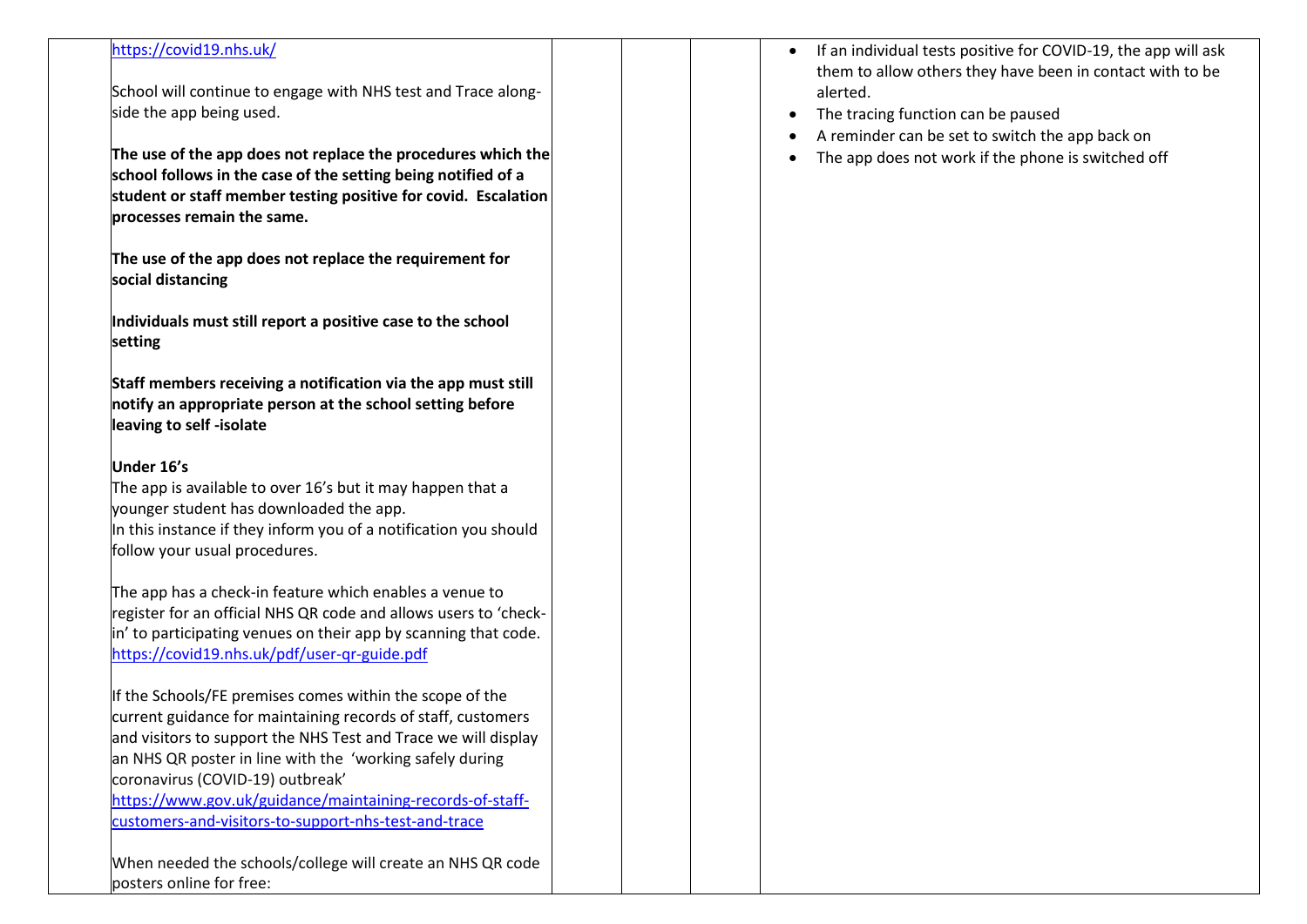| | | | | |
|---|---|---|---|---|
| | https://covid19.nhs.uk/<br><br>School will continue to engage with NHS test and Trace along-side the app being used.<br><br>**The use of the app does not replace the procedures which the school follows in the case of the setting being notified of a student or staff member testing positive for covid. Escalation processes remain the same.**<br><br>**The use of the app does not replace the requirement for social distancing**<br><br>**Individuals must still report a positive case to the school setting**<br><br>**Staff members receiving a notification via the app must still notify an appropriate person at the school setting before leaving to self -isolate**<br><br>**Under 16's**<br>The app is available to over 16's but it may happen that a younger student has downloaded the app.<br>In this instance if they inform you of a notification you should follow your usual procedures.<br><br>The app has a check-in feature which enables a venue to register for an official NHS QR code and allows users to 'check-in' to participating venues on their app by scanning that code. https://covid19.nhs.uk/pdf/user-qr-guide.pdf<br><br>If the Schools/FE premises comes within the scope of the current guidance for maintaining records of staff, customers and visitors to support the NHS Test and Trace we will display an NHS QR poster in line with the 'working safely during coronavirus (COVID-19) outbreak' https://www.gov.uk/guidance/maintaining-records-of-staff-customers-and-visitors-to-support-nhs-test-and-trace<br><br>When needed the schools/college will create an NHS QR code posters online for free: | | | • If an individual tests positive for COVID-19, the app will ask them to allow others they have been in contact with to be alerted.<br>• The tracing function can be paused<br>• A reminder can be set to switch the app back on<br>• The app does not work if the phone is switched off |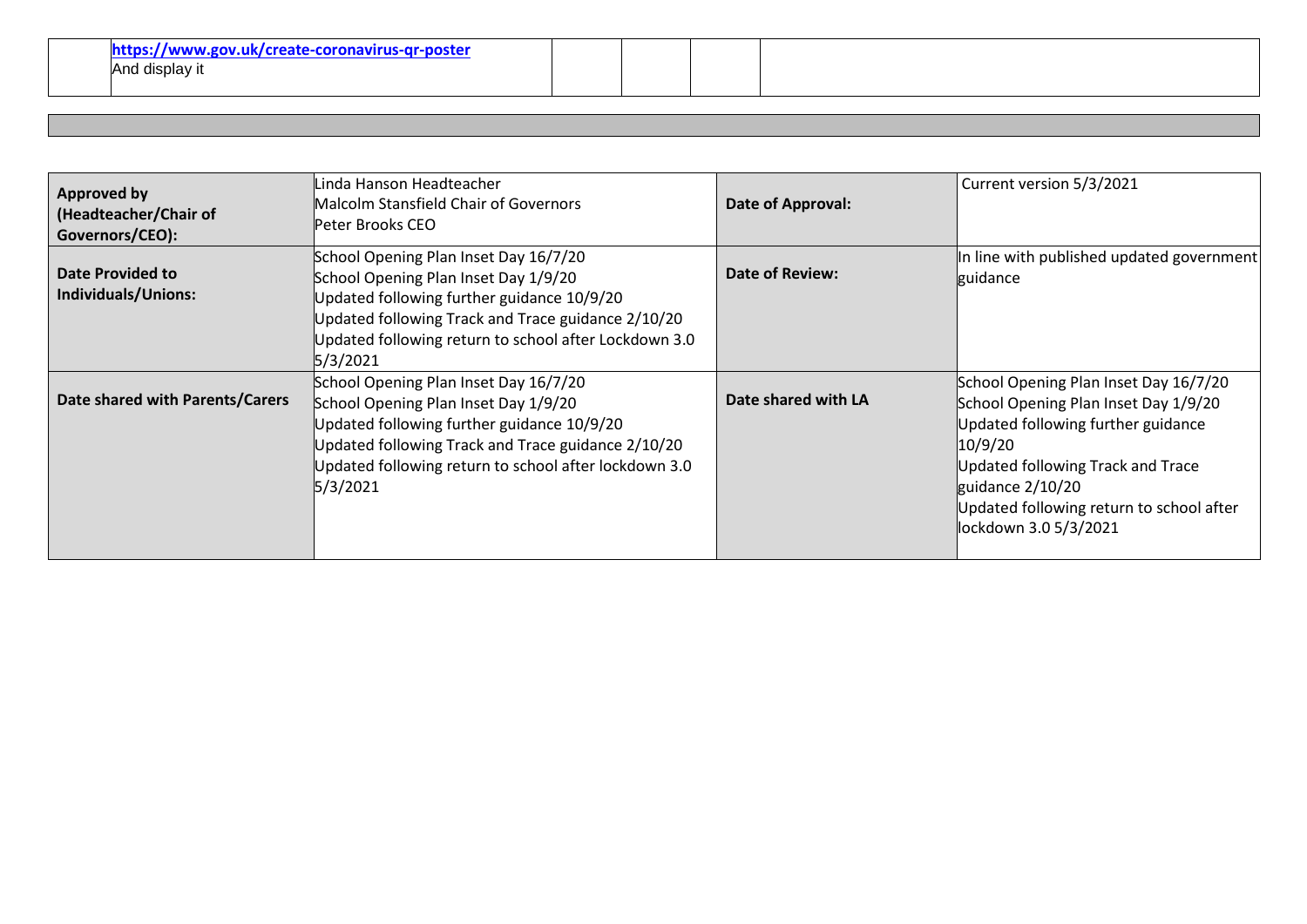| | | | | | |
|---|---|---|---|---|---|
| | https://www.gov.uk/create-coronavirus-qr-poster<br>And display it | | | | |

| | | | |
|---|---|---|---|
| **Approved by (Headteacher/Chair of Governors/CEO):** | Linda Hanson Headteacher<br>Malcolm Stansfield Chair of Governors<br>Peter Brooks CEO | **Date of Approval:** | Current version 5/3/2021 |
| **Date Provided to Individuals/Unions:** | School Opening Plan Inset Day 16/7/20<br>School Opening Plan Inset Day 1/9/20<br>Updated following further guidance 10/9/20<br>Updated following Track and Trace guidance 2/10/20<br>Updated following return to school after Lockdown 3.0 5/3/2021 | **Date of Review:** | In line with published updated government guidance |
| **Date shared with Parents/Carers** | School Opening Plan Inset Day 16/7/20<br>School Opening Plan Inset Day 1/9/20<br>Updated following further guidance 10/9/20<br>Updated following Track and Trace guidance 2/10/20<br>Updated following return to school after lockdown 3.0 5/3/2021 | **Date shared with LA** | School Opening Plan Inset Day 16/7/20<br>School Opening Plan Inset Day 1/9/20<br>Updated following further guidance 10/9/20<br>Updated following Track and Trace guidance 2/10/20<br>Updated following return to school after lockdown 3.0 5/3/2021 |